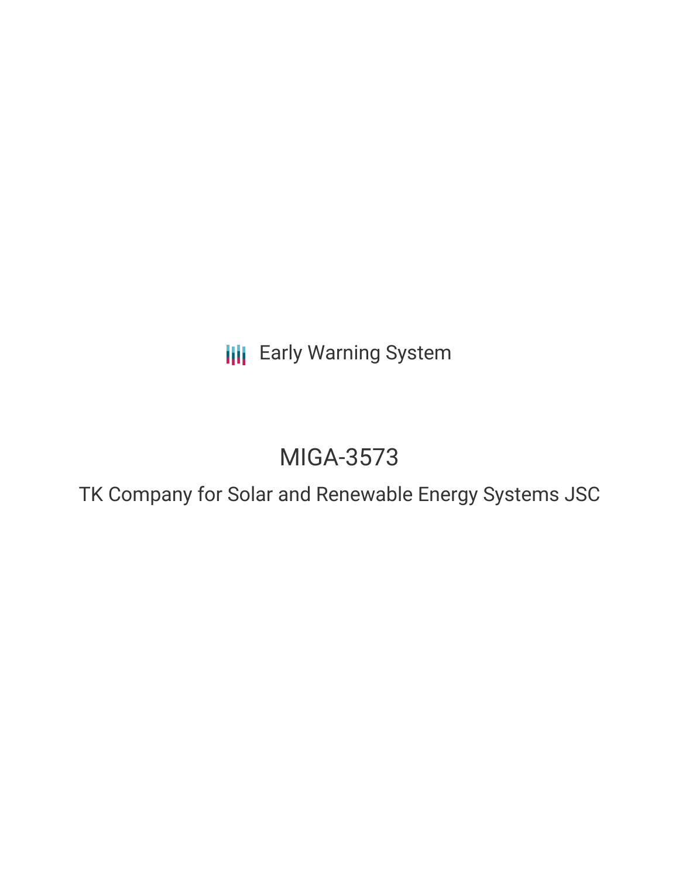Early Warning System

# MIGA-3573

## TK Company for Solar and Renewable Energy Systems JSC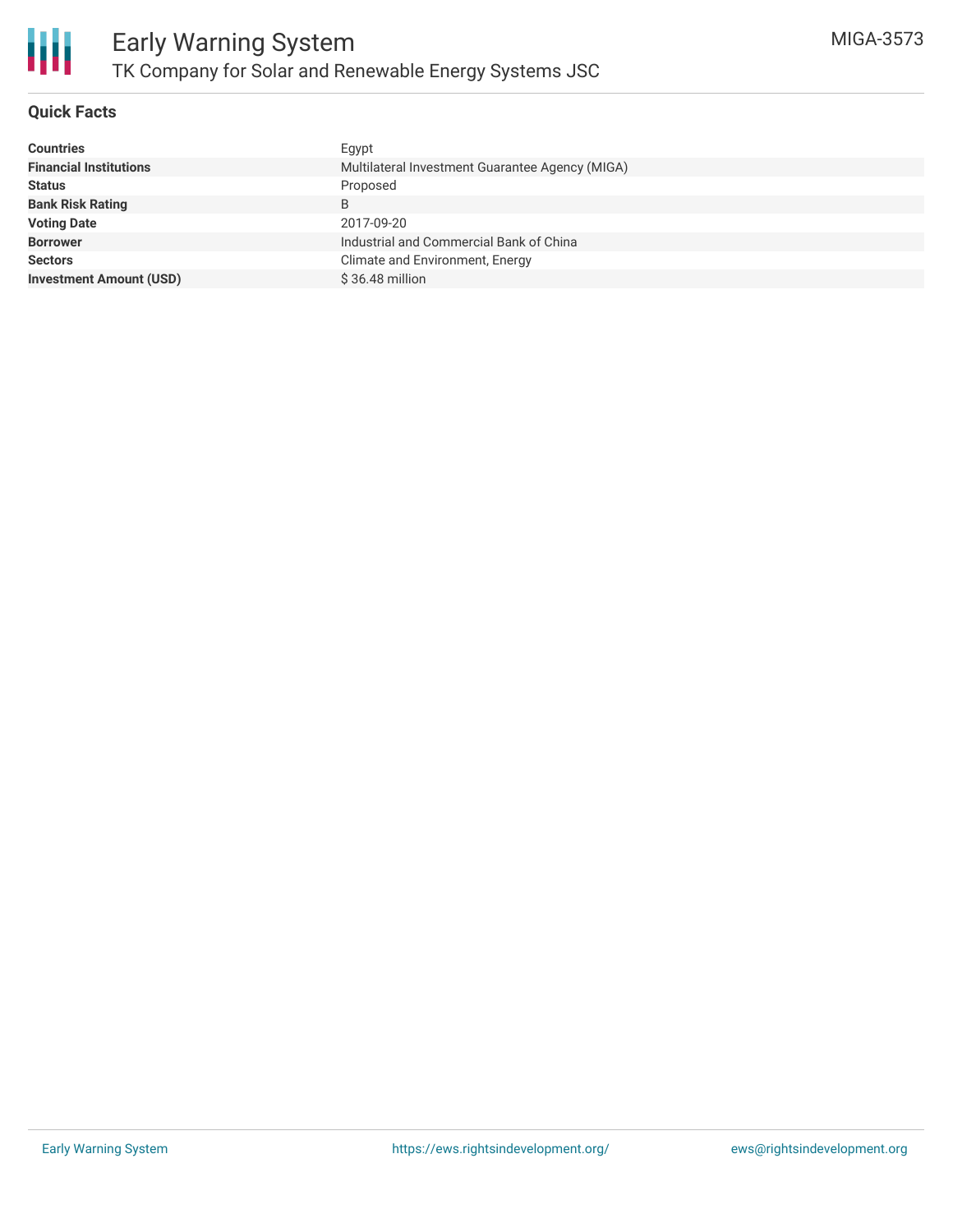# Early Warning System

## TK Company for Solar and Renewable Energy Systems JSC

MIGA-3573

### Quick Facts

| | |
|---|---|
| **Countries** | Egypt |
| **Financial Institutions** | Multilateral Investment Guarantee Agency (MIGA) |
| **Status** | Proposed |
| **Bank Risk Rating** | B |
| **Voting Date** | 2017-09-20 |
| **Borrower** | Industrial and Commercial Bank of China |
| **Sectors** | Climate and Environment, Energy |
| **Investment Amount (USD)** | $ 36.48 million |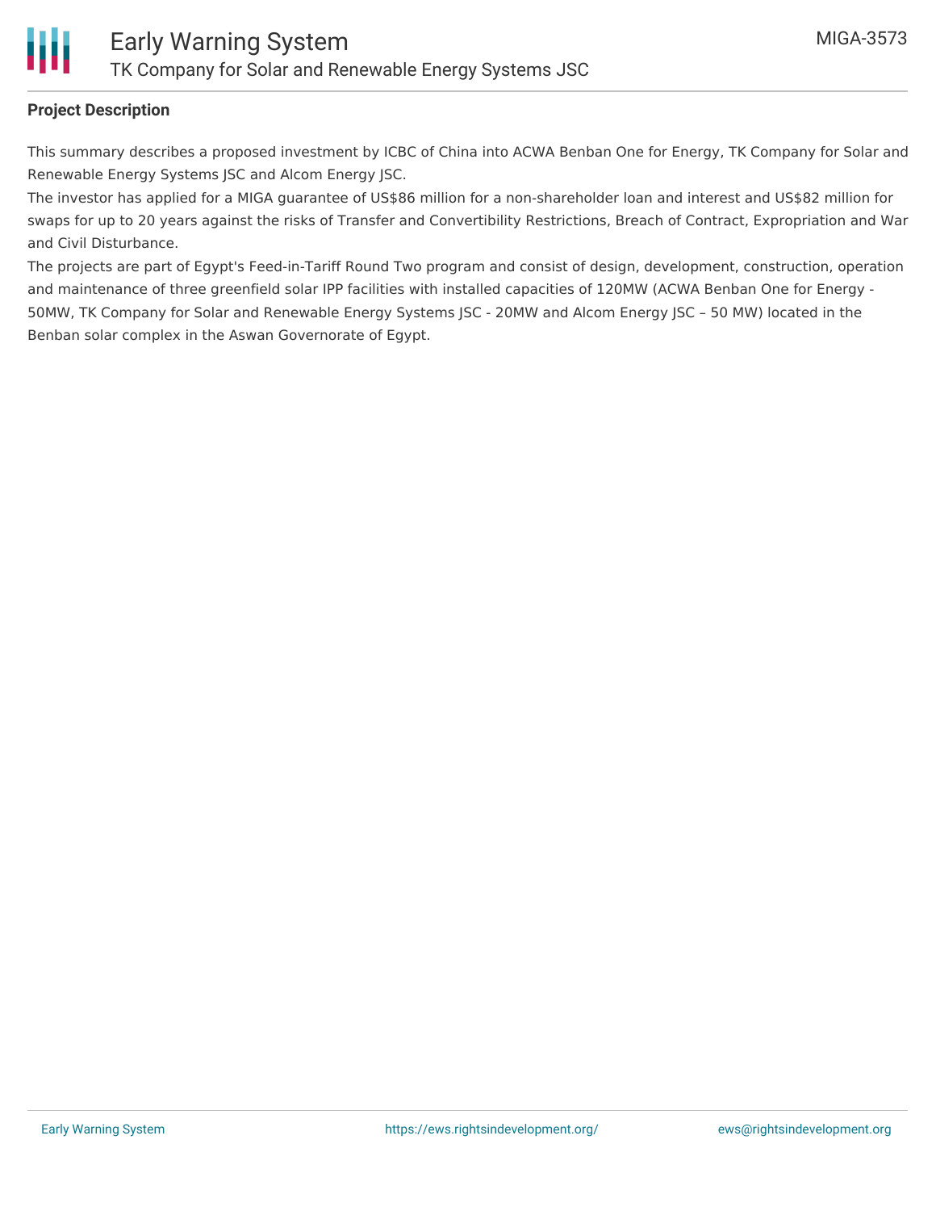## Project Description

This summary describes a proposed investment by ICBC of China into ACWA Benban One for Energy, TK Company for Solar and Renewable Energy Systems JSC and Alcom Energy JSC.

The investor has applied for a MIGA guarantee of US$86 million for a non-shareholder loan and interest and US$82 million for swaps for up to 20 years against the risks of Transfer and Convertibility Restrictions, Breach of Contract, Expropriation and War and Civil Disturbance.

The projects are part of Egypt's Feed-in-Tariff Round Two program and consist of design, development, construction, operation and maintenance of three greenfield solar IPP facilities with installed capacities of 120MW (ACWA Benban One for Energy - 50MW, TK Company for Solar and Renewable Energy Systems JSC - 20MW and Alcom Energy JSC – 50 MW) located in the Benban solar complex in the Aswan Governorate of Egypt.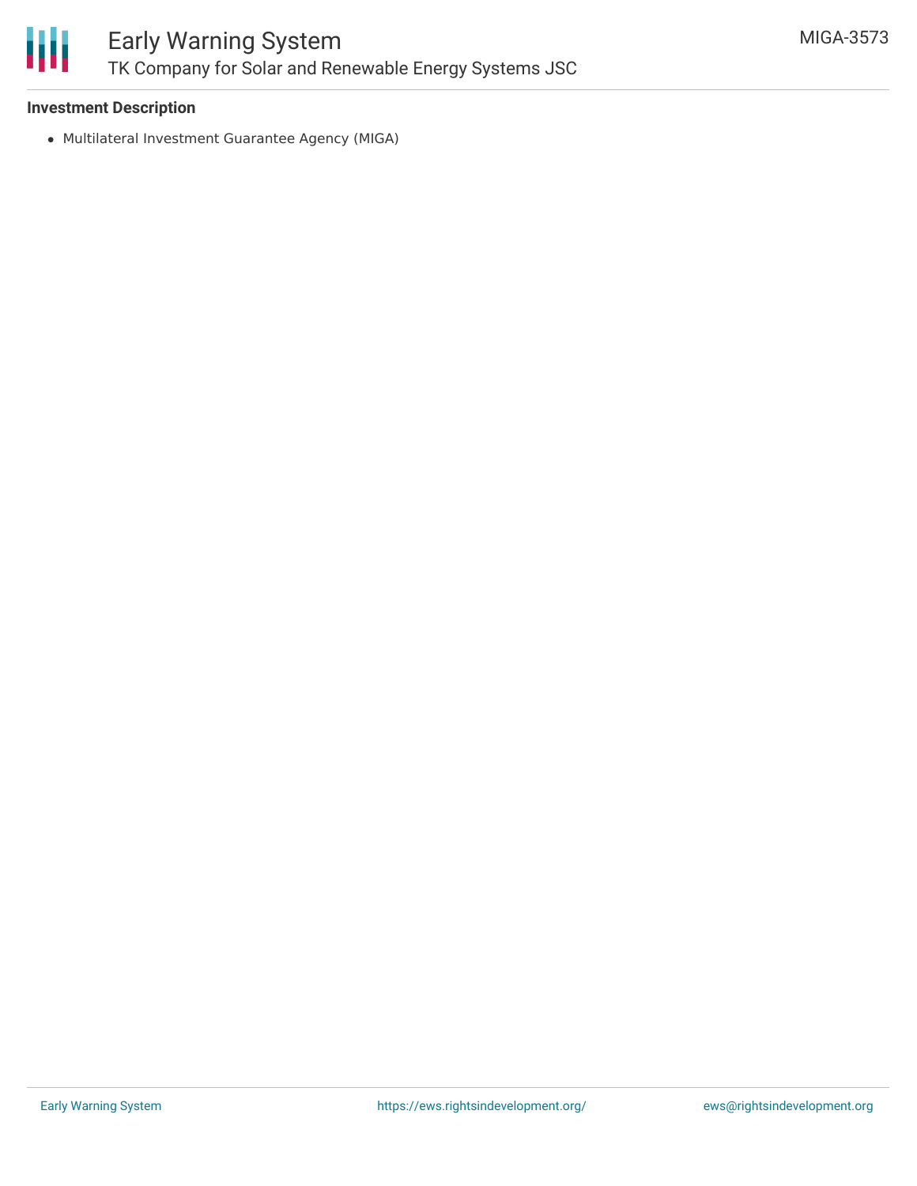**Investment Description**

- Multilateral Investment Guarantee Agency (MIGA)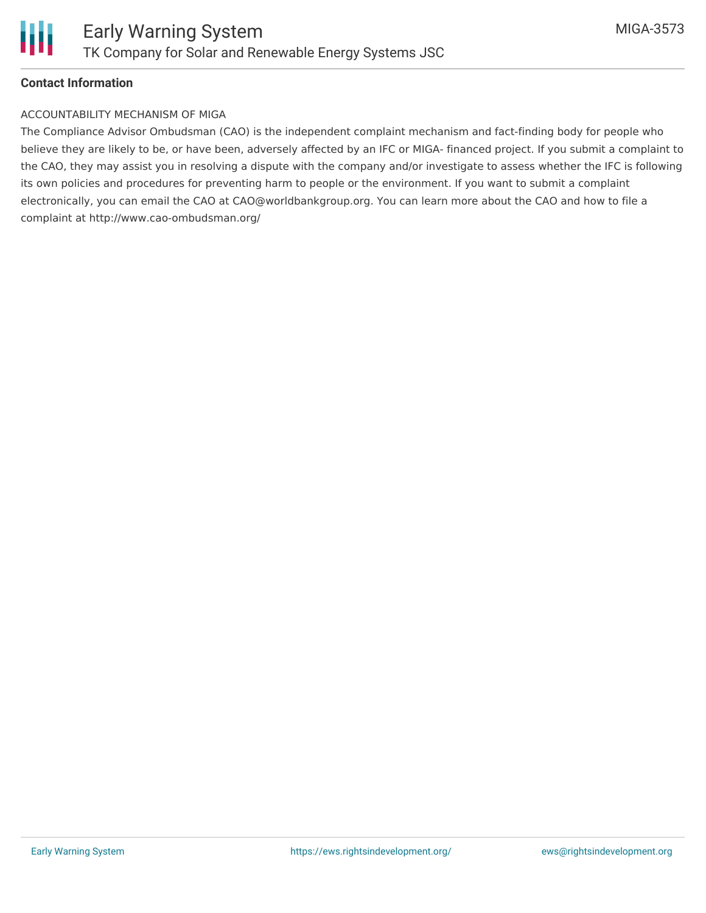**Contact Information**

ACCOUNTABILITY MECHANISM OF MIGA

The Compliance Advisor Ombudsman (CAO) is the independent complaint mechanism and fact-finding body for people who believe they are likely to be, or have been, adversely affected by an IFC or MIGA- financed project. If you submit a complaint to the CAO, they may assist you in resolving a dispute with the company and/or investigate to assess whether the IFC is following its own policies and procedures for preventing harm to people or the environment. If you want to submit a complaint electronically, you can email the CAO at CAO@worldbankgroup.org. You can learn more about the CAO and how to file a complaint at http://www.cao-ombudsman.org/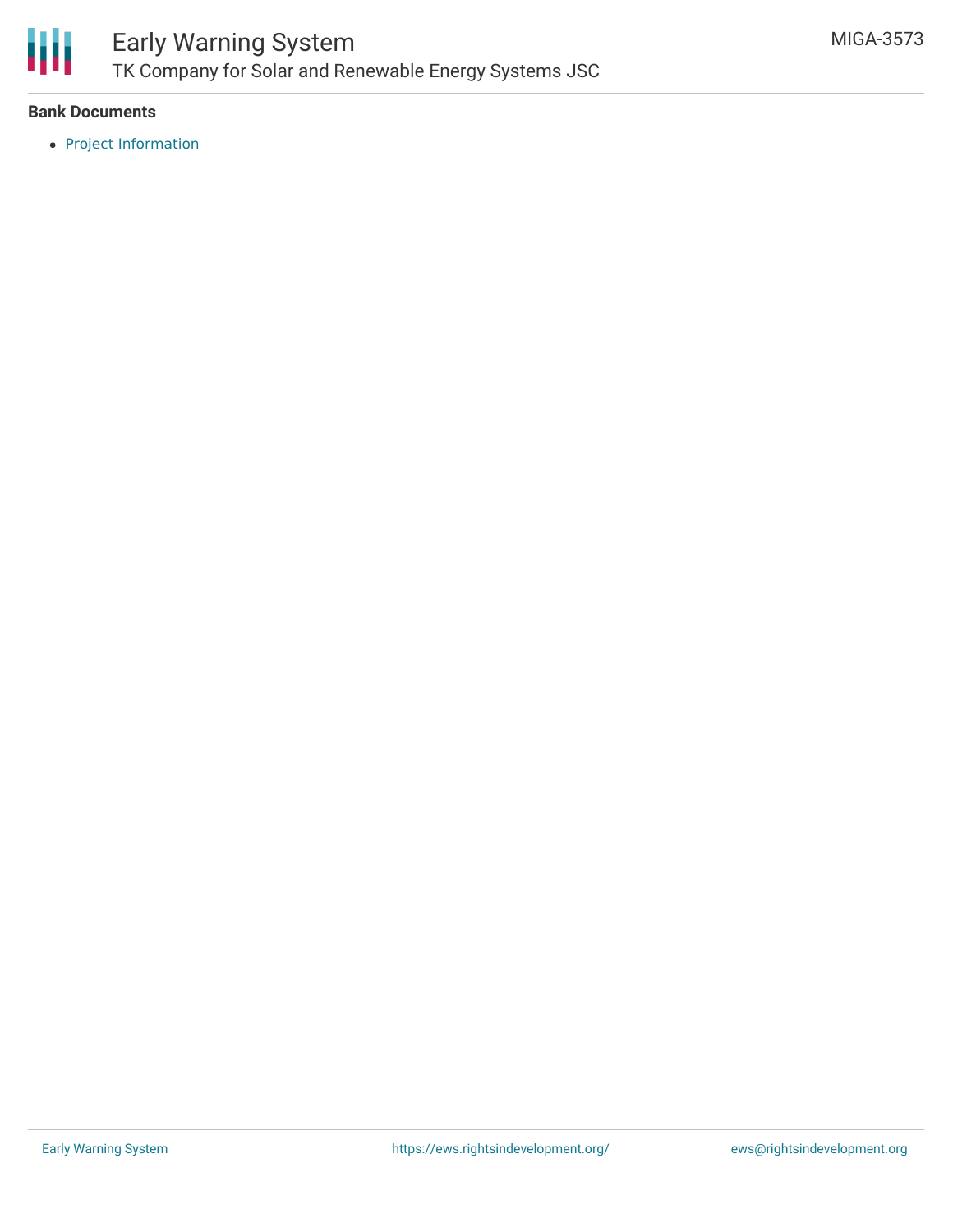**Bank Documents**

- Project Information